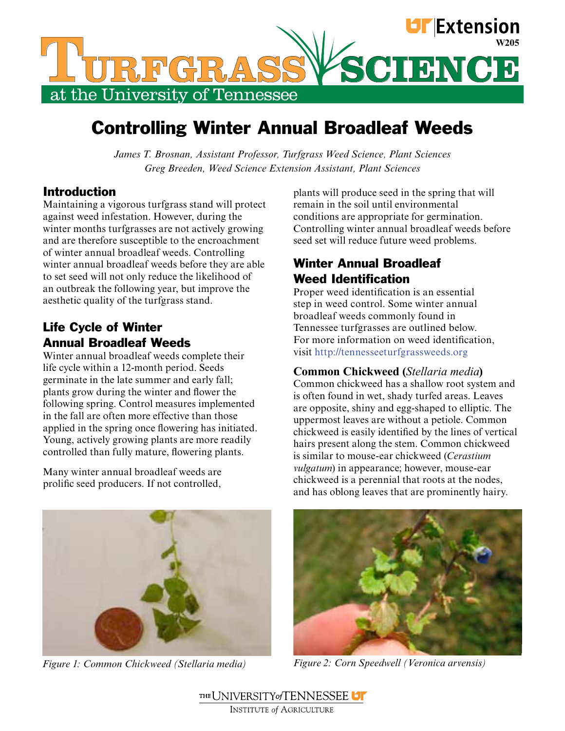# Controlling Winter Annual Broadleaf Weeds

*James T. Brosnan, Assistant Professor, Turfgrass Weed Science, Plant Sciences*
*Greg Breeden, Weed Science Extension Assistant, Plant Sciences*

## Introduction

Maintaining a vigorous turfgrass stand will protect against weed infestation. However, during the winter months turfgrasses are not actively growing and are therefore susceptible to the encroachment of winter annual broadleaf weeds. Controlling winter annual broadleaf weeds before they are able to set seed will not only reduce the likelihood of an outbreak the following year, but improve the aesthetic quality of the turfgrass stand.

## Life Cycle of Winter Annual Broadleaf Weeds

Winter annual broadleaf weeds complete their life cycle within a 12-month period. Seeds germinate in the late summer and early fall; plants grow during the winter and flower the following spring. Control measures implemented in the fall are often more effective than those applied in the spring once flowering has initiated. Young, actively growing plants are more readily controlled than fully mature, flowering plants.

Many winter annual broadleaf weeds are prolific seed producers. If not controlled, plants will produce seed in the spring that will remain in the soil until environmental conditions are appropriate for germination. Controlling winter annual broadleaf weeds before seed set will reduce future weed problems.

## Winter Annual Broadleaf Weed Identification

Proper weed identification is an essential step in weed control. Some winter annual broadleaf weeds commonly found in Tennessee turfgrasses are outlined below. For more information on weed identification, visit http://tennesseeturfgrassweeds.org

### Common Chickweed (*Stellaria media*)

Common chickweed has a shallow root system and is often found in wet, shady turfed areas. Leaves are opposite, shiny and egg-shaped to elliptic. The uppermost leaves are without a petiole. Common chickweed is easily identified by the lines of vertical hairs present along the stem. Common chickweed is similar to mouse-ear chickweed (*Cerastium vulgatum*) in appearance; however, mouse-ear chickweed is a perennial that roots at the nodes, and has oblong leaves that are prominently hairy.

*Figure 1: Common Chickweed (Stellaria media)*

*Figure 2: Corn Speedwell (Veronica arvensis)*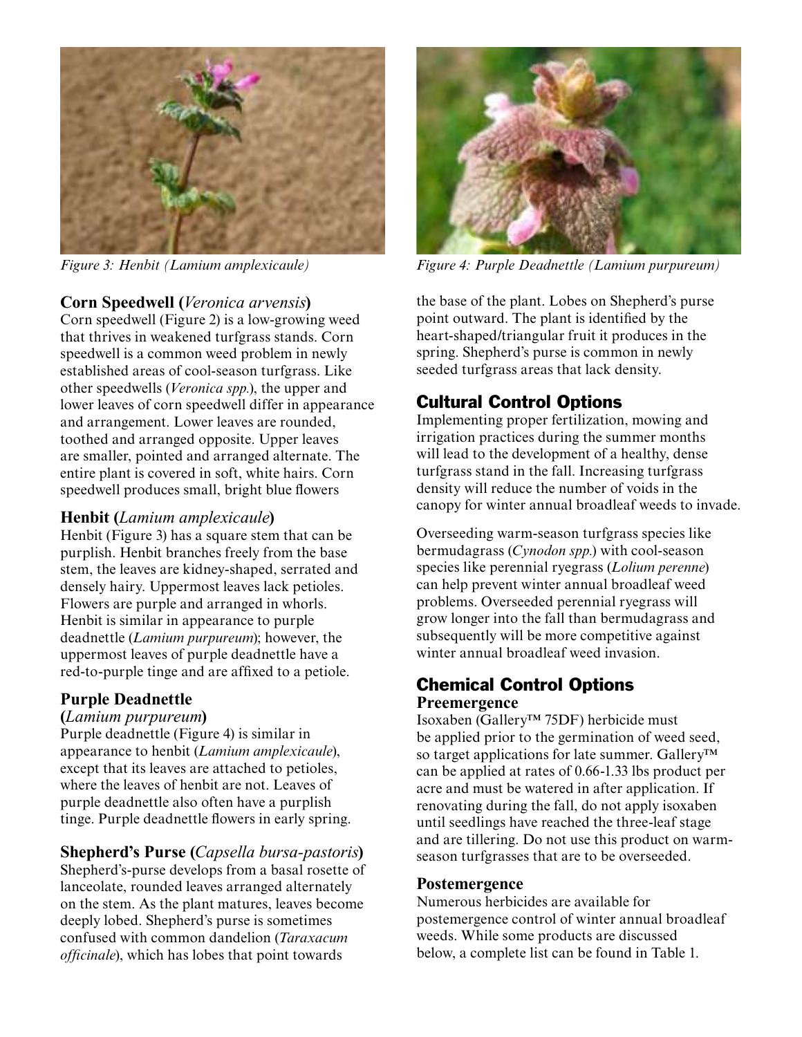*Figure 3: Henbit (Lamium amplexicaule)*

*Figure 4: Purple Deadnettle (Lamium purpureum)*

### Corn Speedwell (*Veronica arvensis*)

Corn speedwell (Figure 2) is a low-growing weed that thrives in weakened turfgrass stands. Corn speedwell is a common weed problem in newly established areas of cool-season turfgrass. Like other speedwells (*Veronica spp.*), the upper and lower leaves of corn speedwell differ in appearance and arrangement. Lower leaves are rounded, toothed and arranged opposite. Upper leaves are smaller, pointed and arranged alternate. The entire plant is covered in soft, white hairs. Corn speedwell produces small, bright blue flowers

### Henbit (*Lamium amplexicaule*)

Henbit (Figure 3) has a square stem that can be purplish. Henbit branches freely from the base stem, the leaves are kidney-shaped, serrated and densely hairy. Uppermost leaves lack petioles. Flowers are purple and arranged in whorls. Henbit is similar in appearance to purple deadnettle (*Lamium purpureum*); however, the uppermost leaves of purple deadnettle have a red-to-purple tinge and are affixed to a petiole.

### Purple Deadnettle (*Lamium purpureum*)

Purple deadnettle (Figure 4) is similar in appearance to henbit (*Lamium amplexicaule*), except that its leaves are attached to petioles, where the leaves of henbit are not. Leaves of purple deadnettle also often have a purplish tinge. Purple deadnettle flowers in early spring.

### Shepherd's Purse (*Capsella bursa-pastoris*)

Shepherd's-purse develops from a basal rosette of lanceolate, rounded leaves arranged alternately on the stem. As the plant matures, leaves become deeply lobed. Shepherd's purse is sometimes confused with common dandelion (*Taraxacum officinale*), which has lobes that point towards the base of the plant. Lobes on Shepherd's purse point outward. The plant is identified by the heart-shaped/triangular fruit it produces in the spring. Shepherd's purse is common in newly seeded turfgrass areas that lack density.

## Cultural Control Options

Implementing proper fertilization, mowing and irrigation practices during the summer months will lead to the development of a healthy, dense turfgrass stand in the fall. Increasing turfgrass density will reduce the number of voids in the canopy for winter annual broadleaf weeds to invade.

Overseeding warm-season turfgrass species like bermudagrass (*Cynodon spp.*) with cool-season species like perennial ryegrass (*Lolium perenne*) can help prevent winter annual broadleaf weed problems. Overseeded perennial ryegrass will grow longer into the fall than bermudagrass and subsequently will be more competitive against winter annual broadleaf weed invasion.

## Chemical Control Options

### Preemergence

Isoxaben (Gallery™ 75DF) herbicide must be applied prior to the germination of weed seed, so target applications for late summer. Gallery™ can be applied at rates of 0.66-1.33 lbs product per acre and must be watered in after application. If renovating during the fall, do not apply isoxaben until seedlings have reached the three-leaf stage and are tillering. Do not use this product on warm-season turfgrasses that are to be overseeded.

### Postemergence

Numerous herbicides are available for postemergence control of winter annual broadleaf weeds. While some products are discussed below, a complete list can be found in Table 1.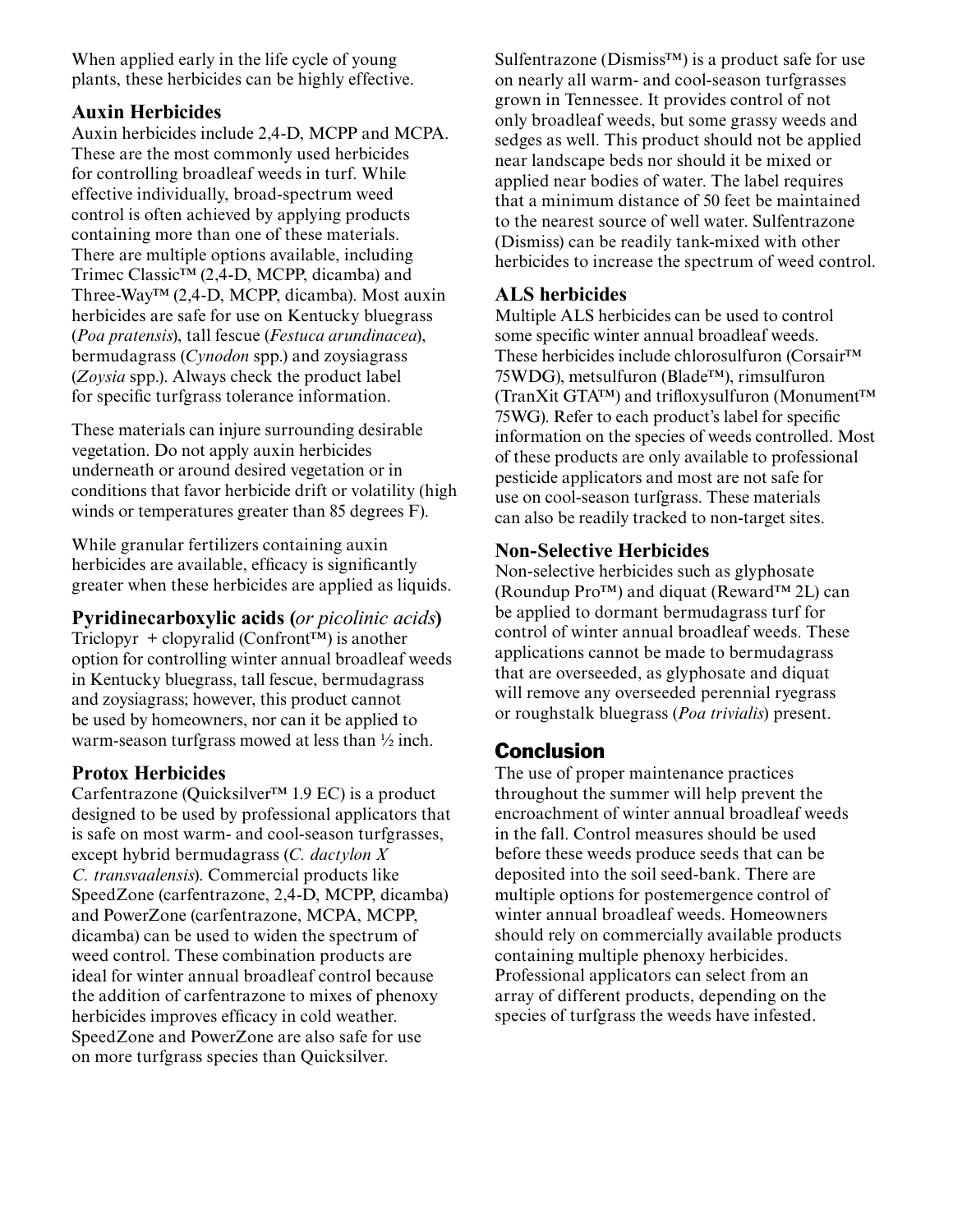When applied early in the life cycle of young plants, these herbicides can be highly effective.

### Auxin Herbicides

Auxin herbicides include 2,4-D, MCPP and MCPA. These are the most commonly used herbicides for controlling broadleaf weeds in turf. While effective individually, broad-spectrum weed control is often achieved by applying products containing more than one of these materials. There are multiple options available, including Trimec Classic™ (2,4-D, MCPP, dicamba) and Three-Way™ (2,4-D, MCPP, dicamba). Most auxin herbicides are safe for use on Kentucky bluegrass (*Poa pratensis*), tall fescue (*Festuca arundinacea*), bermudagrass (*Cynodon* spp.) and zoysiagrass (*Zoysia* spp.). Always check the product label for specific turfgrass tolerance information.

These materials can injure surrounding desirable vegetation. Do not apply auxin herbicides underneath or around desired vegetation or in conditions that favor herbicide drift or volatility (high winds or temperatures greater than 85 degrees F).

While granular fertilizers containing auxin herbicides are available, efficacy is significantly greater when these herbicides are applied as liquids.

### Pyridinecarboxylic acids (*or picolinic acids*)

Triclopyr + clopyralid (Confront™) is another option for controlling winter annual broadleaf weeds in Kentucky bluegrass, tall fescue, bermudagrass and zoysiagrass; however, this product cannot be used by homeowners, nor can it be applied to warm-season turfgrass mowed at less than ½ inch.

### Protox Herbicides

Carfentrazone (Quicksilver™ 1.9 EC) is a product designed to be used by professional applicators that is safe on most warm- and cool-season turfgrasses, except hybrid bermudagrass (*C. dactylon X C. transvaalensis*). Commercial products like SpeedZone (carfentrazone, 2,4-D, MCPP, dicamba) and PowerZone (carfentrazone, MCPA, MCPP, dicamba) can be used to widen the spectrum of weed control. These combination products are ideal for winter annual broadleaf control because the addition of carfentrazone to mixes of phenoxy herbicides improves efficacy in cold weather. SpeedZone and PowerZone are also safe for use on more turfgrass species than Quicksilver.

Sulfentrazone (Dismiss™) is a product safe for use on nearly all warm- and cool-season turfgrasses grown in Tennessee. It provides control of not only broadleaf weeds, but some grassy weeds and sedges as well. This product should not be applied near landscape beds nor should it be mixed or applied near bodies of water. The label requires that a minimum distance of 50 feet be maintained to the nearest source of well water. Sulfentrazone (Dismiss) can be readily tank-mixed with other herbicides to increase the spectrum of weed control.

### ALS herbicides

Multiple ALS herbicides can be used to control some specific winter annual broadleaf weeds. These herbicides include chlorosulfuron (Corsair™ 75WDG), metsulfuron (Blade™), rimsulfuron (TranXit GTA™) and trifloxysulfuron (Monument™ 75WG). Refer to each product's label for specific information on the species of weeds controlled. Most of these products are only available to professional pesticide applicators and most are not safe for use on cool-season turfgrass. These materials can also be readily tracked to non-target sites.

### Non-Selective Herbicides

Non-selective herbicides such as glyphosate (Roundup Pro™) and diquat (Reward™ 2L) can be applied to dormant bermudagrass turf for control of winter annual broadleaf weeds. These applications cannot be made to bermudagrass that are overseeded, as glyphosate and diquat will remove any overseeded perennial ryegrass or roughstalk bluegrass (*Poa trivialis*) present.

## Conclusion

The use of proper maintenance practices throughout the summer will help prevent the encroachment of winter annual broadleaf weeds in the fall. Control measures should be used before these weeds produce seeds that can be deposited into the soil seed-bank. There are multiple options for postemergence control of winter annual broadleaf weeds. Homeowners should rely on commercially available products containing multiple phenoxy herbicides. Professional applicators can select from an array of different products, depending on the species of turfgrass the weeds have infested.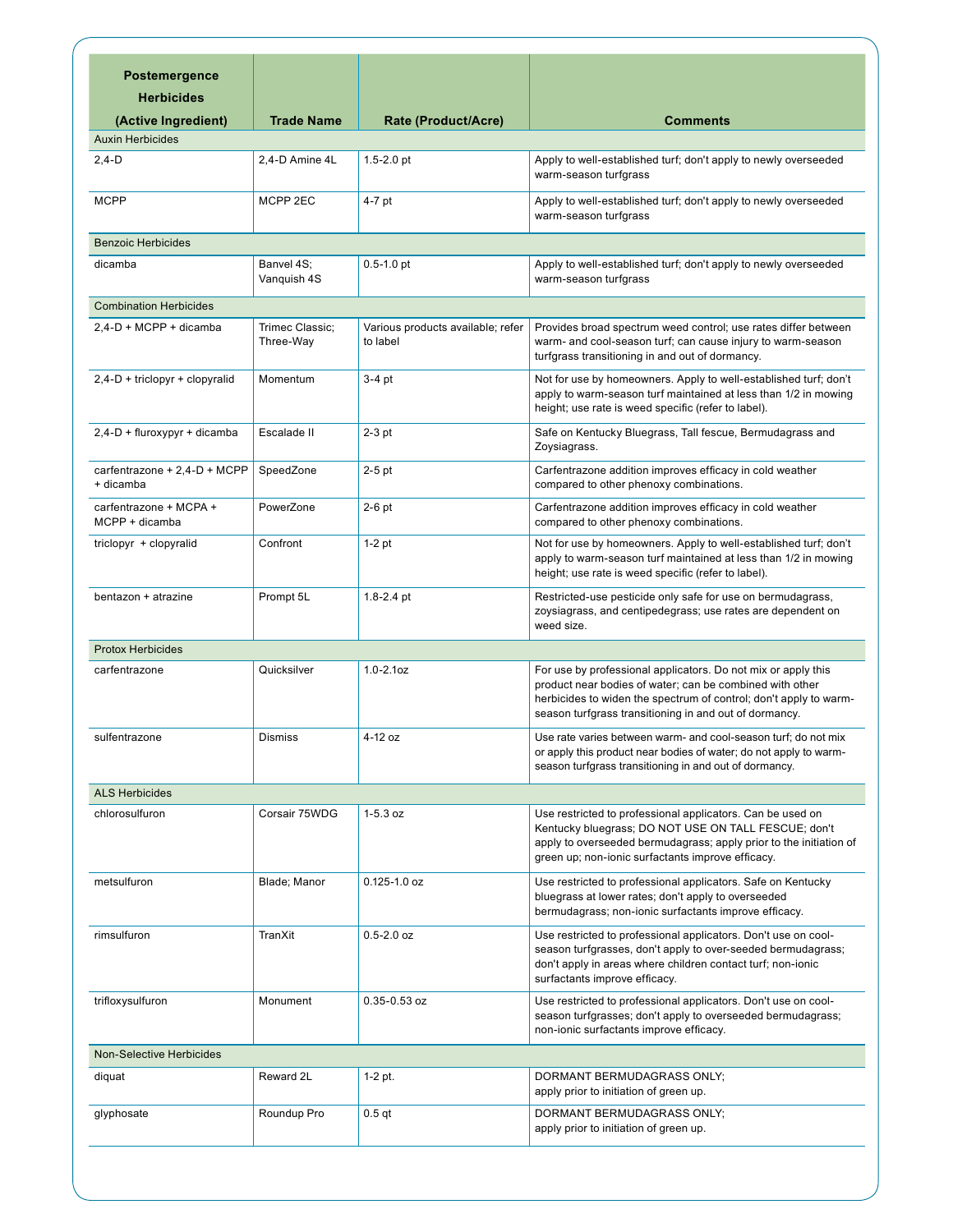| Postemergence Herbicides (Active Ingredient) | Trade Name | Rate (Product/Acre) | Comments |
|---|---|---|---|
| Auxin Herbicides | | | |
| 2,4-D | 2,4-D Amine 4L | 1.5-2.0 pt | Apply to well-established turf; don't apply to newly overseeded warm-season turfgrass |
| MCPP | MCPP 2EC | 4-7 pt | Apply to well-established turf; don't apply to newly overseeded warm-season turfgrass |
| Benzoic Herbicides | | | |
| dicamba | Banvel 4S; Vanquish 4S | 0.5-1.0 pt | Apply to well-established turf; don't apply to newly overseeded warm-season turfgrass |
| Combination Herbicides | | | |
| 2,4-D + MCPP + dicamba | Trimec Classic; Three-Way | Various products available; refer to label | Provides broad spectrum weed control; use rates differ between warm- and cool-season turf; can cause injury to warm-season turfgrass transitioning in and out of dormancy. |
| 2,4-D + triclopyr + clopyralid | Momentum | 3-4 pt | Not for use by homeowners. Apply to well-established turf; don't apply to warm-season turf maintained at less than 1/2 in mowing height; use rate is weed specific (refer to label). |
| 2,4-D + fluroxypyr + dicamba | Escalade II | 2-3 pt | Safe on Kentucky Bluegrass, Tall fescue, Bermudagrass and Zoysiagrass. |
| carfentrazone + 2,4-D + MCPP + dicamba | SpeedZone | 2-5 pt | Carfentrazone addition improves efficacy in cold weather compared to other phenoxy combinations. |
| carfentrazone + MCPA + MCPP + dicamba | PowerZone | 2-6 pt | Carfentrazone addition improves efficacy in cold weather compared to other phenoxy combinations. |
| triclopyr + clopyralid | Confront | 1-2 pt | Not for use by homeowners. Apply to well-established turf; don't apply to warm-season turf maintained at less than 1/2 in mowing height; use rate is weed specific (refer to label). |
| bentazon + atrazine | Prompt 5L | 1.8-2.4 pt | Restricted-use pesticide only safe for use on bermudagrass, zoysiagrass, and centipedegrass; use rates are dependent on weed size. |
| Protox Herbicides | | | |
| carfentrazone | Quicksilver | 1.0-2.1oz | For use by professional applicators. Do not mix or apply this product near bodies of water; can be combined with other herbicides to widen the spectrum of control; don't apply to warm-season turfgrass transitioning in and out of dormancy. |
| sulfentrazone | Dismiss | 4-12 oz | Use rate varies between warm- and cool-season turf; do not mix or apply this product near bodies of water; do not apply to warm-season turfgrass transitioning in and out of dormancy. |
| ALS Herbicides | | | |
| chlorosulfuron | Corsair 75WDG | 1-5.3 oz | Use restricted to professional applicators. Can be used on Kentucky bluegrass; DO NOT USE ON TALL FESCUE; don't apply to overseeded bermudagrass; apply prior to the initiation of green up; non-ionic surfactants improve efficacy. |
| metsulfuron | Blade; Manor | 0.125-1.0 oz | Use restricted to professional applicators. Safe on Kentucky bluegrass at lower rates; don't apply to overseeded bermudagrass; non-ionic surfactants improve efficacy. |
| rimsulfuron | TranXit | 0.5-2.0 oz | Use restricted to professional applicators. Don't use on cool-season turfgrasses, don't apply to over-seeded bermudagrass; don't apply in areas where children contact turf; non-ionic surfactants improve efficacy. |
| trifloxysulfuron | Monument | 0.35-0.53 oz | Use restricted to professional applicators. Don't use on cool-season turfgrasses; don't apply to overseeded bermudagrass; non-ionic surfactants improve efficacy. |
| Non-Selective Herbicides | | | |
| diquat | Reward 2L | 1-2 pt. | DORMANT BERMUDAGRASS ONLY; apply prior to initiation of green up. |
| glyphosate | Roundup Pro | 0.5 qt | DORMANT BERMUDAGRASS ONLY; apply prior to initiation of green up. |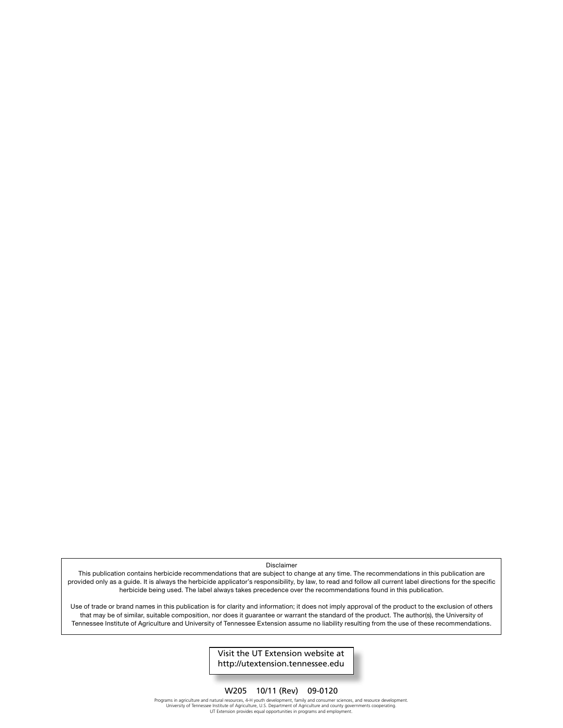Disclaimer

This publication contains herbicide recommendations that are subject to change at any time. The recommendations in this publication are provided only as a guide. It is always the herbicide applicator's responsibility, by law, to read and follow all current label directions for the specific herbicide being used. The label always takes precedence over the recommendations found in this publication.

Use of trade or brand names in this publication is for clarity and information; it does not imply approval of the product to the exclusion of others that may be of similar, suitable composition, nor does it guarantee or warrant the standard of the product. The author(s), the University of Tennessee Institute of Agriculture and University of Tennessee Extension assume no liability resulting from the use of these recommendations.

Visit the UT Extension website at
http://utextension.tennessee.edu

W205 10/11 (Rev) 09-0120

Programs in agriculture and natural resources, 4-H youth development, family and consumer sciences, and resource development.
University of Tennessee Institute of Agriculture, U.S. Department of Agriculture and county governments cooperating.
UT Extension provides equal opportunities in programs and employment.